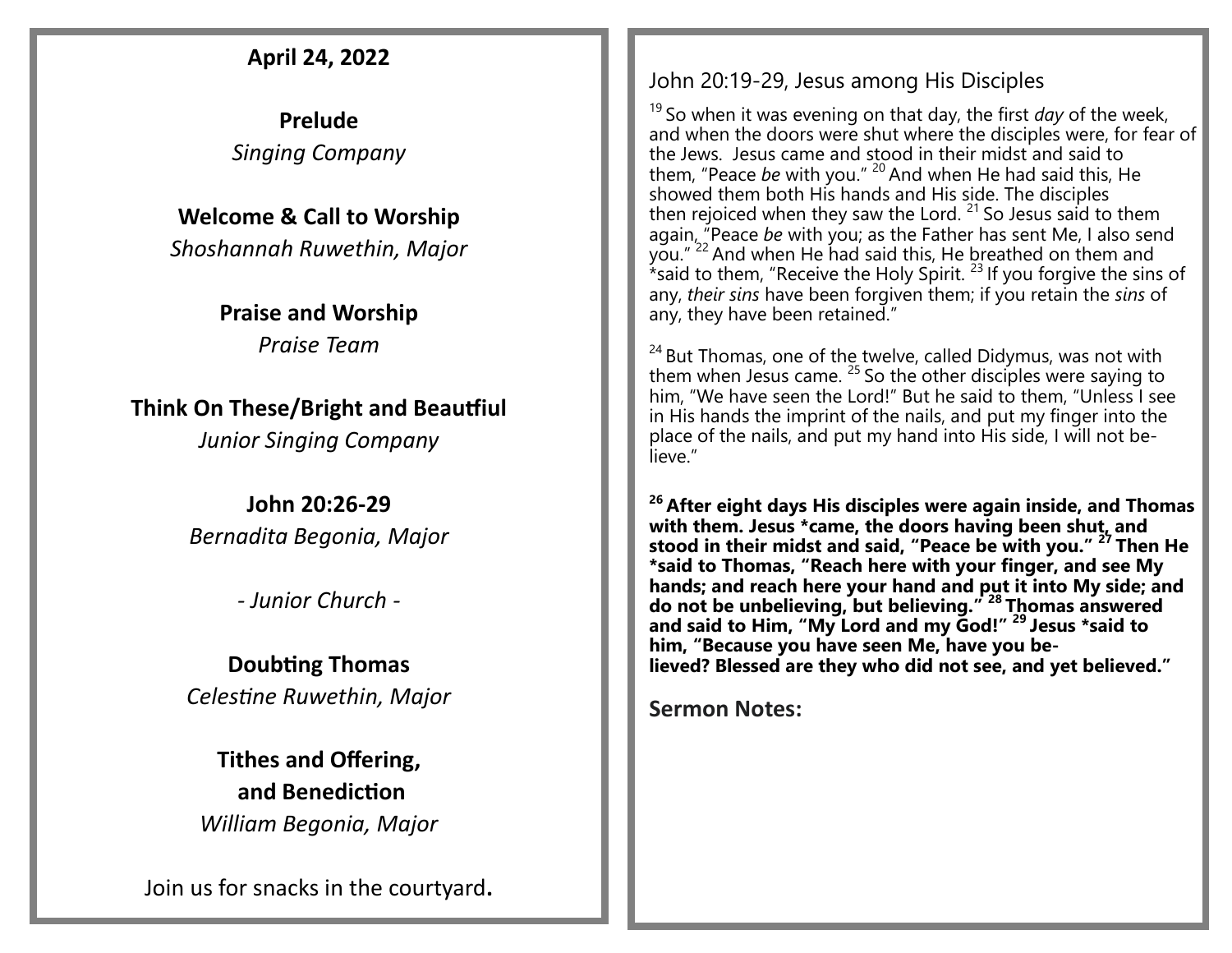**April 24, 2022**

**Prelude**
*Singing Company*

**Welcome & Call to Worship**
*Shoshannah Ruwethin, Major*

**Praise and Worship**
*Praise Team*

**Think On These/Bright and Beautfiul**
*Junior Singing Company*

**John 20:26-29**
*Bernadita Begonia, Major*

*- Junior Church -*

**Doubting Thomas**
*Celestine Ruwethin, Major*

**Tithes and Offering,**
**and Benediction**
*William Begonia, Major*

Join us for snacks in the courtyard**.**

John 20:19-29, Jesus among His Disciples

[19] So when it was evening on that day, the first *day* of the week, and when the doors were shut where the disciples were, for fear of the Jews. Jesus came and stood in their midst and said to them, "Peace *be* with you." [20] And when He had said this, He showed them both His hands and His side. The disciples then rejoiced when they saw the Lord. [21] So Jesus said to them again, "Peace *be* with you; as the Father has sent Me, I also send you." [22] And when He had said this, He breathed on them and *said to them, "Receive the Holy Spirit. [23] If you forgive the sins of any, *their sins* have been forgiven them; if you retain the *sins* of any, they have been retained."

[24] But Thomas, one of the twelve, called Didymus, was not with them when Jesus came. [25] So the other disciples were saying to him, "We have seen the Lord!" But he said to them, "Unless I see in His hands the imprint of the nails, and put my finger into the place of the nails, and put my hand into His side, I will not believe."

**[26] After eight days His disciples were again inside, and Thomas with them. Jesus *came, the doors having been shut, and stood in their midst and said, "Peace be with you." [27] Then He *said to Thomas, "Reach here with your finger, and see My hands; and reach here your hand and put it into My side; and do not be unbelieving, but believing." [28] Thomas answered and said to Him, "My Lord and my God!" [29] Jesus *said to him, "Because you have seen Me, have you believed? Blessed are they who did not see, and yet believed."**

**Sermon Notes:**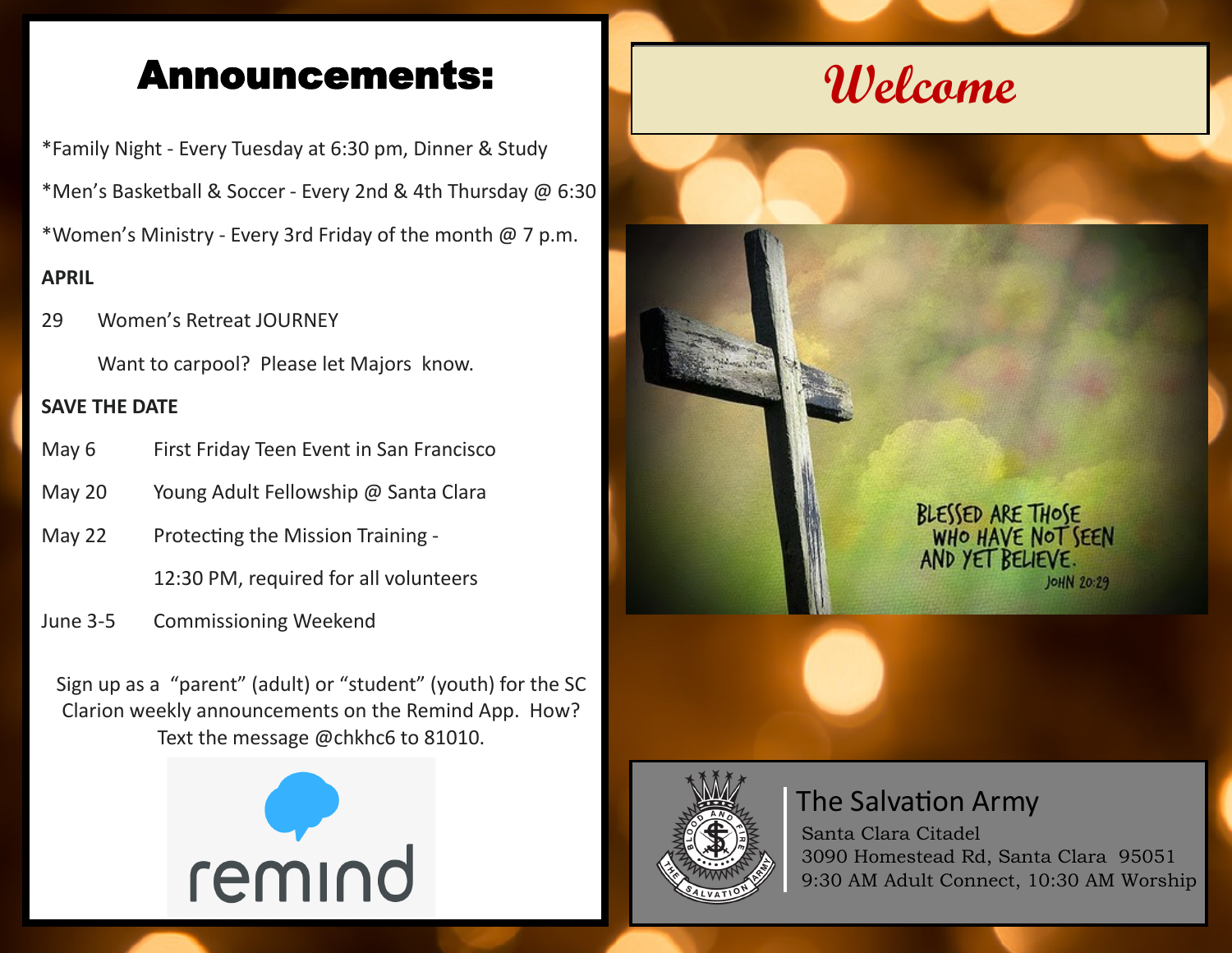# Announcements:

*Family Night - Every Tuesday at 6:30 pm, Dinner & Study

*Men's Basketball & Soccer - Every 2nd & 4th Thursday @ 6:30

*Women's Ministry - Every 3rd Friday of the month @ 7 p.m.

**APRIL**

29 Women's Retreat JOURNEY

Want to carpool? Please let Majors know.

**SAVE THE DATE**

| | |
|---|---|
| May 6 | First Friday Teen Event in San Francisco |
| May 20 | Young Adult Fellowship @ Santa Clara |
| May 22 | Protecting the Mission Training - 12:30 PM, required for all volunteers |
| June 3-5 | Commissioning Weekend |

Sign up as a "parent" (adult) or "student" (youth) for the SC Clarion weekly announcements on the Remind App. How? Text the message @chkhc6 to 81010.

remind

# Welcome

BLESSED ARE THOSE WHO HAVE NOT SEEN AND YET BELIEVE.
JOHN 20:29

The Salvation Army
Santa Clara Citadel
3090 Homestead Rd, Santa Clara 95051
9:30 AM Adult Connect, 10:30 AM Worship